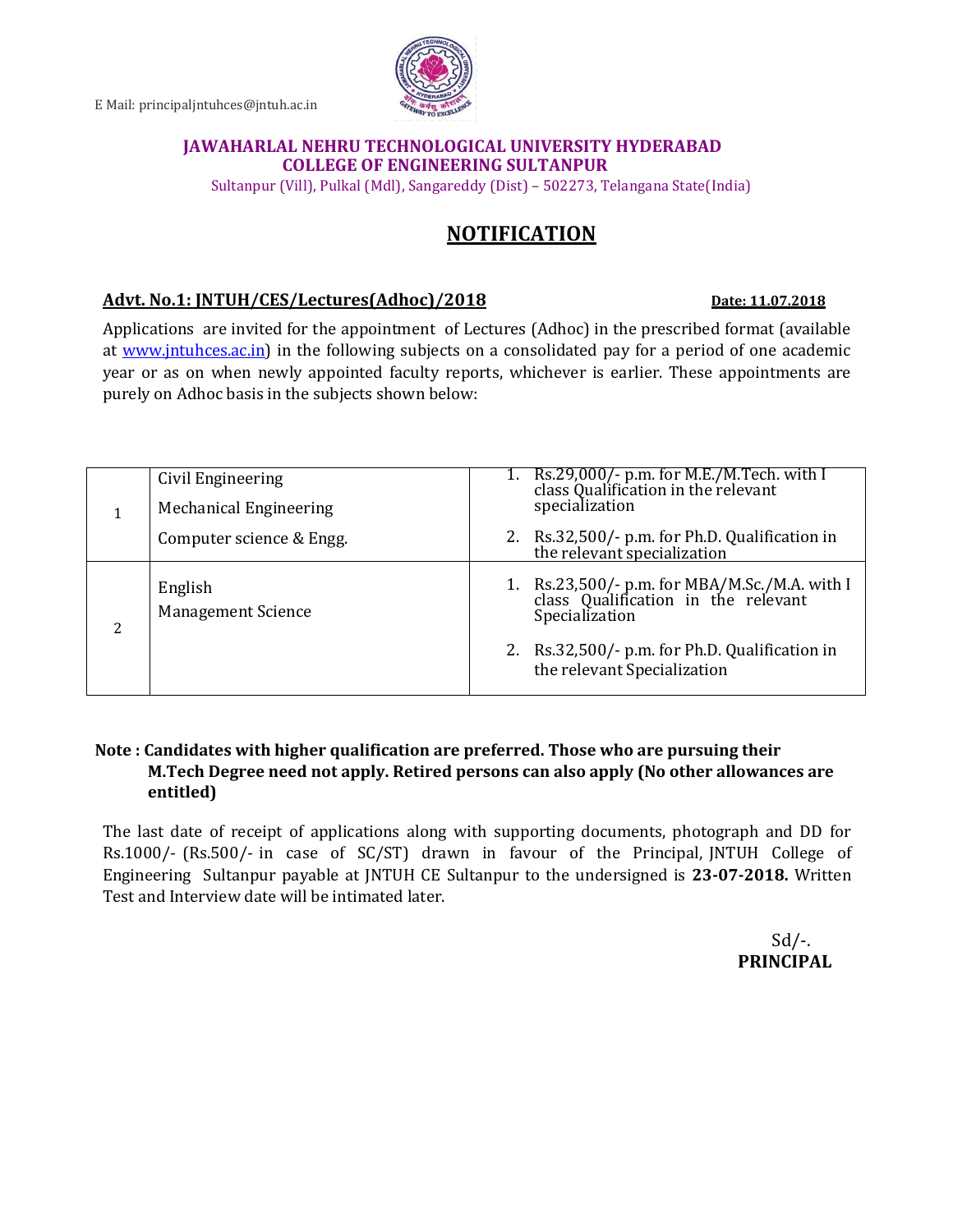E Mail: principaljntuhces@jntuh.ac.in

**JAWAHARLAL NEHRU TECHNOLOGICAL UNIVERSITY HYDERABAD**
**COLLEGE OF ENGINEERING SULTANPUR**
Sultanpur (Vill), Pulkal (Mdl), Sangareddy (Dist) – 502273, Telangana State(India)

# NOTIFICATION

**Advt. No.1: JNTUH/CES/Lectures(Adhoc)/2018** **Date: 11.07.2018**

Applications are invited for the appointment of Lectures (Adhoc) in the prescribed format (available at [www.jntuhces.ac.in](www.jntuhces.ac.in)) in the following subjects on a consolidated pay for a period of one academic year or as on when newly appointed faculty reports, whichever is earlier. These appointments are purely on Adhoc basis in the subjects shown below:

| | | |
|---|---|---|
| 1 | Civil Engineering<br>Mechanical Engineering<br>Computer science & Engg. | 1. Rs.29,000/- p.m. for M.E./M.Tech. with I class Qualification in the relevant specialization<br>2. Rs.32,500/- p.m. for Ph.D. Qualification in the relevant specialization |
| 2 | English<br>Management Science | 1. Rs.23,500/- p.m. for MBA/M.Sc./M.A. with I class Qualification in the relevant Specialization<br>2. Rs.32,500/- p.m. for Ph.D. Qualification in the relevant Specialization |

**Note : Candidates with higher qualification are preferred. Those who are pursuing their M.Tech Degree need not apply. Retired persons can also apply (No other allowances are entitled)**

The last date of receipt of applications along with supporting documents, photograph and DD for Rs.1000/- (Rs.500/- in case of SC/ST) drawn in favour of the Principal, JNTUH College of Engineering Sultanpur payable at JNTUH CE Sultanpur to the undersigned is **23-07-2018.** Written Test and Interview date will be intimated later.

Sd/-.
**PRINCIPAL**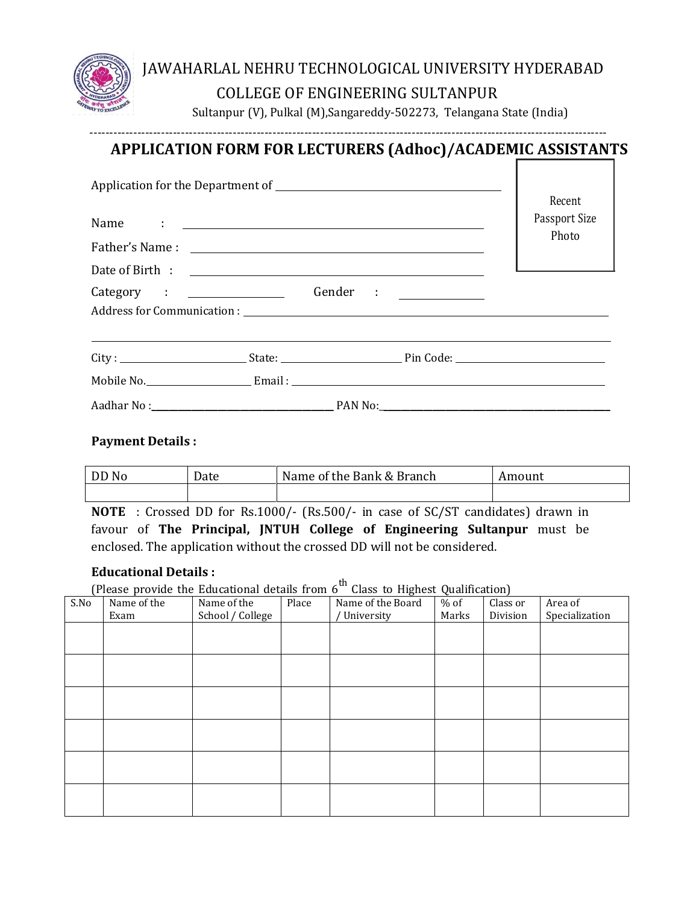JAWAHARLAL NEHRU TECHNOLOGICAL UNIVERSITY HYDERABAD

COLLEGE OF ENGINEERING SULTANPUR

Sultanpur (V), Pulkal (M),Sangareddy-502273, Telangana State (India)

---

# APPLICATION FORM FOR LECTURERS (Adhoc)/ACADEMIC ASSISTANTS

Recent Passport Size Photo

Application for the Department of ______________________________

Name : ______________________________

Father's Name : ______________________________

Date of Birth : ______________________________

Category : ______________ Gender : ______________

Address for Communication : ______________________________

______________________________

City : ______________ State: ______________ Pin Code: ______________

Mobile No.______________ Email : ______________________________

Aadhar No :______________________ PAN No:______________________

**Payment Details :**

| DD No | Date | Name of the Bank & Branch | Amount |
|---|---|---|---|
| | | | |

**NOTE** : Crossed DD for Rs.1000/- (Rs.500/- in case of SC/ST candidates) drawn in favour of **The Principal, JNTUH College of Engineering Sultanpur** must be enclosed. The application without the crossed DD will not be considered.

**Educational Details :**

(Please provide the Educational details from 6th Class to Highest Qualification)

| S.No | Name of the Exam | Name of the School / College | Place | Name of the Board / University | % of Marks | Class or Division | Area of Specialization |
|---|---|---|---|---|---|---|---|
| | | | | | | | |
| | | | | | | | |
| | | | | | | | |
| | | | | | | | |
| | | | | | | | |
| | | | | | | | |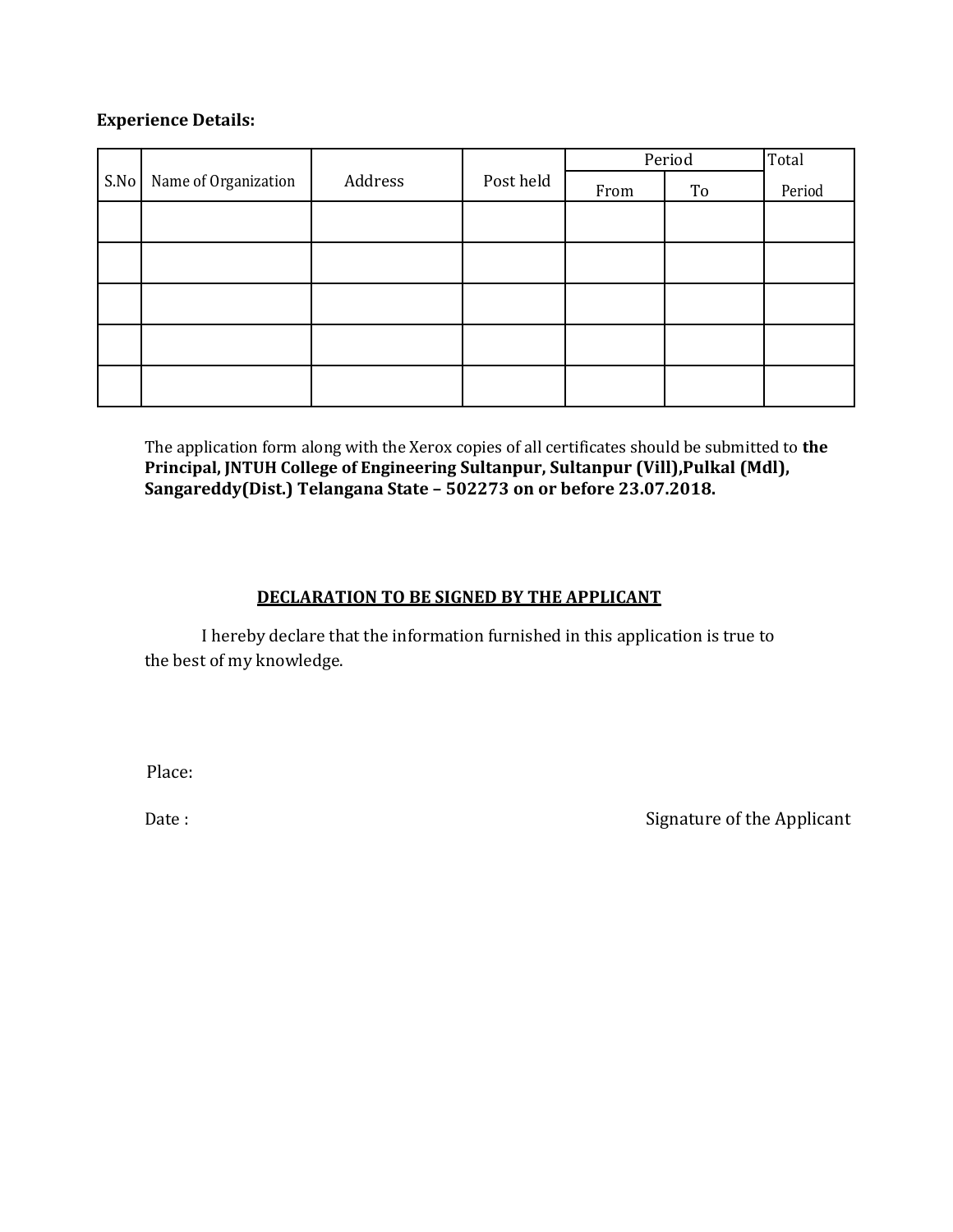**Experience Details:**

| S.No | Name of Organization | Address | Post held | Period | | Total Period |
|---|---|---|---|---|---|---|
| | | | | From | To | |
| | | | | | | |
| | | | | | | |
| | | | | | | |
| | | | | | | |
| | | | | | | |

The application form along with the Xerox copies of all certificates should be submitted to **the Principal, JNTUH College of Engineering Sultanpur, Sultanpur (Vill),Pulkal (Mdl), Sangareddy(Dist.) Telangana State – 502273 on or before 23.07.2018.**

**<u>DECLARATION TO BE SIGNED BY THE APPLICANT</u>**

I hereby declare that the information furnished in this application is true to the best of my knowledge.

Place:

Date : Signature of the Applicant